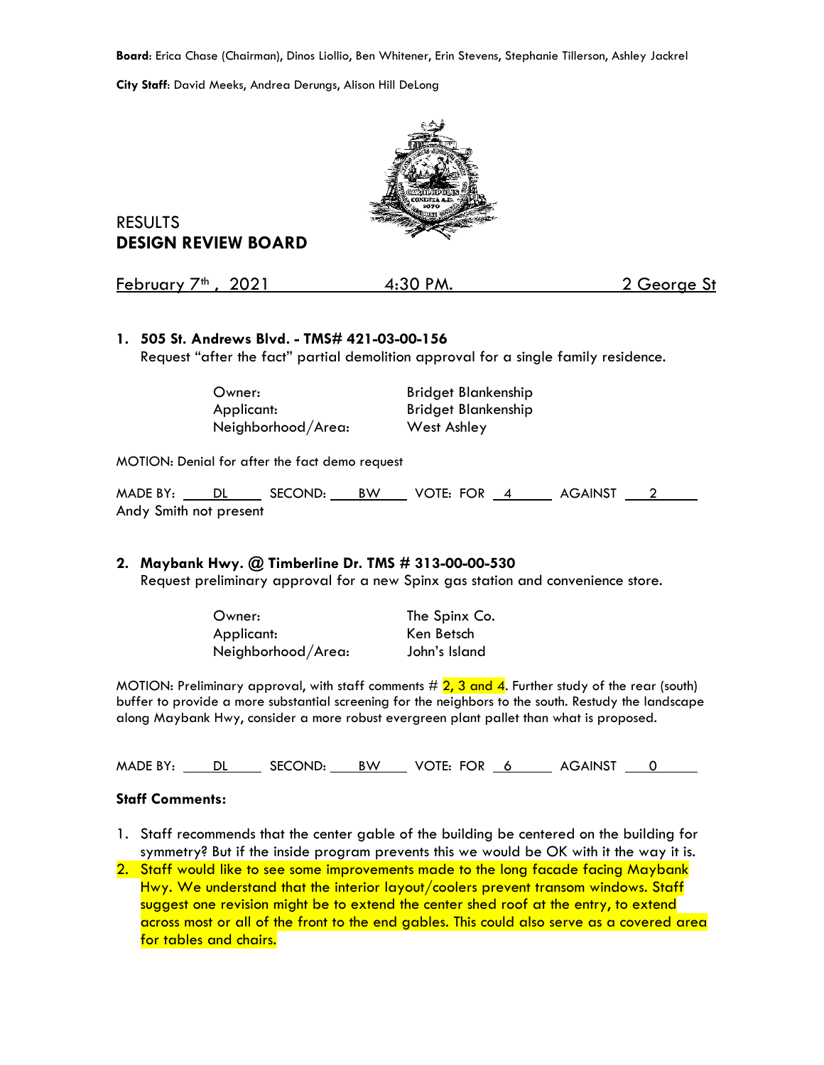**Board**: Erica Chase (Chairman), Dinos Liollio, Ben Whitener, Erin Stevens, Stephanie Tillerson, Ashley Jackrel

**City Staff**: David Meeks, Andrea Derungs, Alison Hill DeLong

RESULTS

# DESIGN REVIEW BOARD

February 7th, 2021 4:30 PM. 2 George St

**1. 505 St. Andrews Blvd. - TMS# 421-03-00-156**

Request "after the fact" partial demolition approval for a single family residence.

| | |
|---|---|
| Owner: | Bridget Blankenship |
| Applicant: | Bridget Blankenship |
| Neighborhood/Area: | West Ashley |

MOTION: Denial for after the fact demo request

MADE BY: DL SECOND: BW VOTE: FOR 4 AGAINST 2

Andy Smith not present

**2. Maybank Hwy. @ Timberline Dr. TMS # 313-00-00-530**

Request preliminary approval for a new Spinx gas station and convenience store.

| | |
|---|---|
| Owner: | The Spinx Co. |
| Applicant: | Ken Betsch |
| Neighborhood/Area: | John's Island |

MOTION: Preliminary approval, with staff comments # 2, 3 and 4. Further study of the rear (south) buffer to provide a more substantial screening for the neighbors to the south. Restudy the landscape along Maybank Hwy, consider a more robust evergreen plant pallet than what is proposed.

MADE BY: DL SECOND: BW VOTE: FOR 6 AGAINST 0

**Staff Comments:**

1. Staff recommends that the center gable of the building be centered on the building for symmetry? But if the inside program prevents this we would be OK with it the way it is.
2. Staff would like to see some improvements made to the long facade facing Maybank Hwy. We understand that the interior layout/coolers prevent transom windows. Staff suggest one revision might be to extend the center shed roof at the entry, to extend across most or all of the front to the end gables. This could also serve as a covered area for tables and chairs.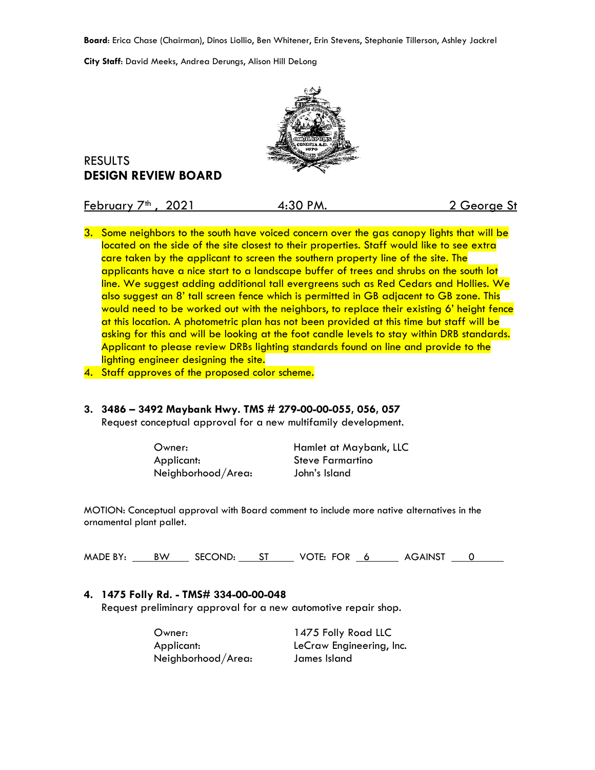**Board**: Erica Chase (Chairman), Dinos Liollio, Ben Whitener, Erin Stevens, Stephanie Tillerson, Ashley Jackrel

**City Staff**: David Meeks, Andrea Derungs, Alison Hill DeLong

RESULTS
**DESIGN REVIEW BOARD**

February 7th, 2021 4:30 PM. 2 George St

3. Some neighbors to the south have voiced concern over the gas canopy lights that will be located on the side of the site closest to their properties. Staff would like to see extra care taken by the applicant to screen the southern property line of the site. The applicants have a nice start to a landscape buffer of trees and shrubs on the south lot line. We suggest adding additional tall evergreens such as Red Cedars and Hollies. We also suggest an 8' tall screen fence which is permitted in GB adjacent to GB zone. This would need to be worked out with the neighbors, to replace their existing 6' height fence at this location. A photometric plan has not been provided at this time but staff will be asking for this and will be looking at the foot candle levels to stay within DRB standards. Applicant to please review DRBs lighting standards found on line and provide to the lighting engineer designing the site.
4. Staff approves of the proposed color scheme.

**3. 3486 – 3492 Maybank Hwy. TMS # 279-00-00-055, 056, 057**
Request conceptual approval for a new multifamily development.

| | |
|---|---|
| Owner: | Hamlet at Maybank, LLC |
| Applicant: | Steve Farmartino |
| Neighborhood/Area: | John's Island |

MOTION: Conceptual approval with Board comment to include more native alternatives in the ornamental plant pallet.

MADE BY: BW SECOND: ST VOTE: FOR 6 AGAINST 0

**4. 1475 Folly Rd. - TMS# 334-00-00-048**
Request preliminary approval for a new automotive repair shop.

| | |
|---|---|
| Owner: | 1475 Folly Road LLC |
| Applicant: | LeCraw Engineering, Inc. |
| Neighborhood/Area: | James Island |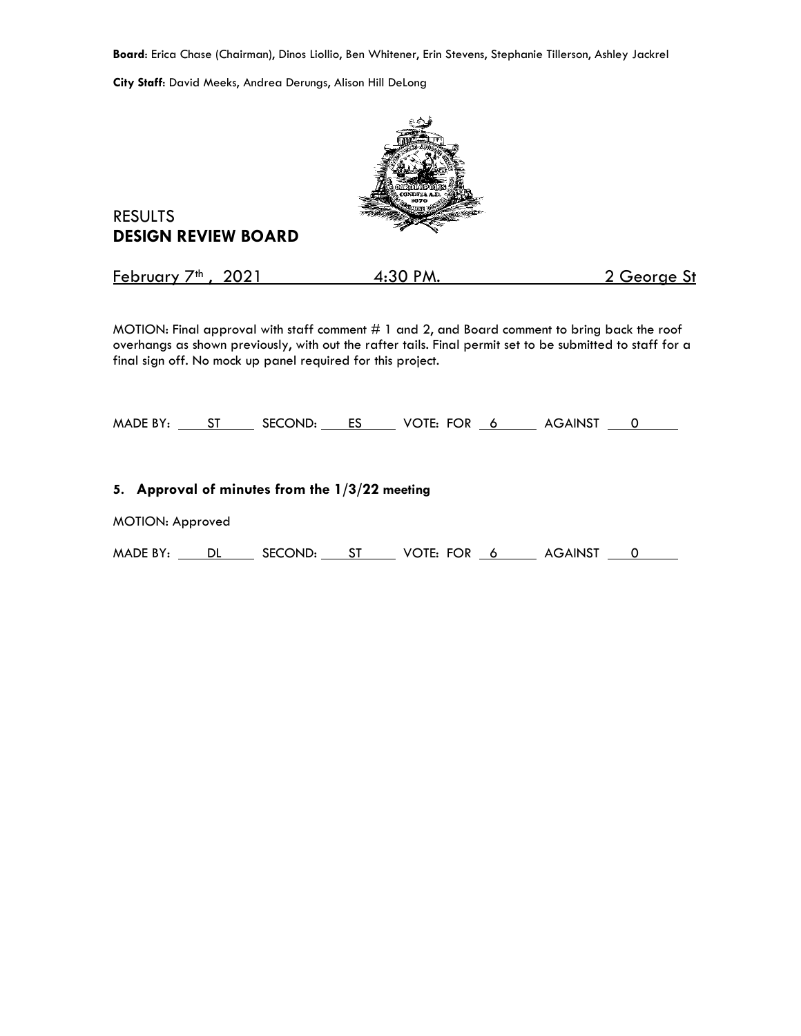**Board**: Erica Chase (Chairman), Dinos Liollio, Ben Whitener, Erin Stevens, Stephanie Tillerson, Ashley Jackrel

**City Staff**: David Meeks, Andrea Derungs, Alison Hill DeLong

RESULTS
**DESIGN REVIEW BOARD**

February 7th , 2021 4:30 PM. 2 George St

MOTION: Final approval with staff comment # 1 and 2, and Board comment to bring back the roof overhangs as shown previously, with out the rafter tails. Final permit set to be submitted to staff for a final sign off. No mock up panel required for this project.

MADE BY: ST SECOND: ES VOTE: FOR 6 AGAINST 0

**5. Approval of minutes from the 1/3/22 meeting**

MOTION: Approved

MADE BY: DL SECOND: ST VOTE: FOR 6 AGAINST 0